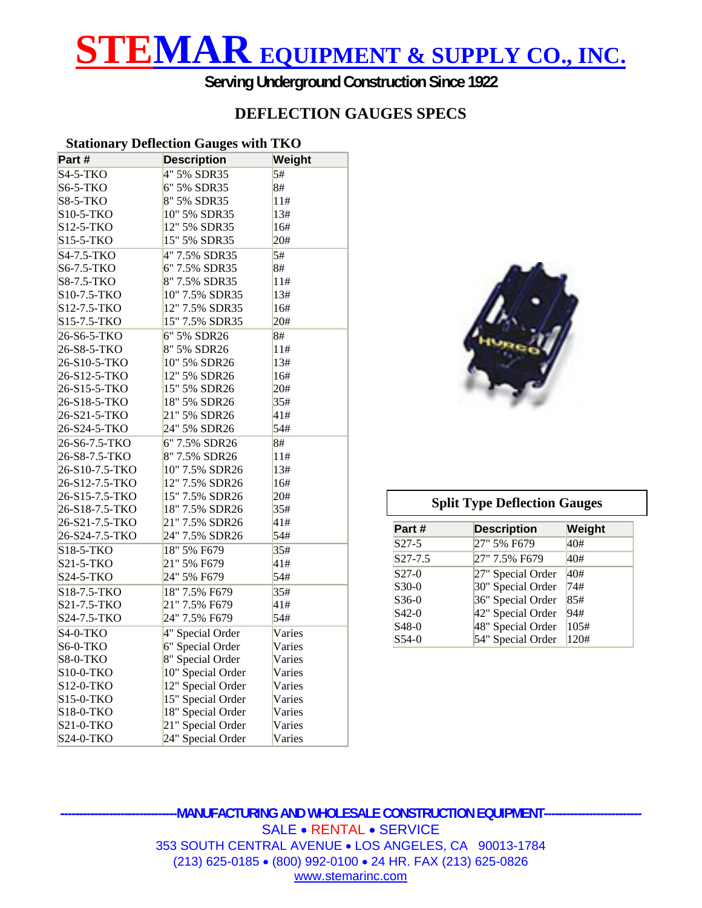# STEMAR EQUIPMENT & SUPPLY CO., INC.

**Serving Underground Construction Since 1922**

## DEFLECTION GAUGES SPECS

### Stationary Deflection Gauges with TKO

| Part # | Description | Weight |
|---|---|---|
| S4-5-TKO | 4" 5% SDR35 | 5# |
| S6-5-TKO | 6" 5% SDR35 | 8# |
| S8-5-TKO | 8" 5% SDR35 | 11# |
| S10-5-TKO | 10" 5% SDR35 | 13# |
| S12-5-TKO | 12" 5% SDR35 | 16# |
| S15-5-TKO | 15" 5% SDR35 | 20# |
| S4-7.5-TKO | 4" 7.5% SDR35 | 5# |
| S6-7.5-TKO | 6" 7.5% SDR35 | 8# |
| S8-7.5-TKO | 8" 7.5% SDR35 | 11# |
| S10-7.5-TKO | 10" 7.5% SDR35 | 13# |
| S12-7.5-TKO | 12" 7.5% SDR35 | 16# |
| S15-7.5-TKO | 15" 7.5% SDR35 | 20# |
| 26-S6-5-TKO | 6" 5% SDR26 | 8# |
| 26-S8-5-TKO | 8" 5% SDR26 | 11# |
| 26-S10-5-TKO | 10" 5% SDR26 | 13# |
| 26-S12-5-TKO | 12" 5% SDR26 | 16# |
| 26-S15-5-TKO | 15" 5% SDR26 | 20# |
| 26-S18-5-TKO | 18" 5% SDR26 | 35# |
| 26-S21-5-TKO | 21" 5% SDR26 | 41# |
| 26-S24-5-TKO | 24" 5% SDR26 | 54# |
| 26-S6-7.5-TKO | 6" 7.5% SDR26 | 8# |
| 26-S8-7.5-TKO | 8" 7.5% SDR26 | 11# |
| 26-S10-7.5-TKO | 10" 7.5% SDR26 | 13# |
| 26-S12-7.5-TKO | 12" 7.5% SDR26 | 16# |
| 26-S15-7.5-TKO | 15" 7.5% SDR26 | 20# |
| 26-S18-7.5-TKO | 18" 7.5% SDR26 | 35# |
| 26-S21-7.5-TKO | 21" 7.5% SDR26 | 41# |
| 26-S24-7.5-TKO | 24" 7.5% SDR26 | 54# |
| S18-5-TKO | 18" 5% F679 | 35# |
| S21-5-TKO | 21" 5% F679 | 41# |
| S24-5-TKO | 24" 5% F679 | 54# |
| S18-7.5-TKO | 18" 7.5% F679 | 35# |
| S21-7.5-TKO | 21" 7.5% F679 | 41# |
| S24-7.5-TKO | 24" 7.5% F679 | 54# |
| S4-0-TKO | 4" Special Order | Varies |
| S6-0-TKO | 6" Special Order | Varies |
| S8-0-TKO | 8" Special Order | Varies |
| S10-0-TKO | 10" Special Order | Varies |
| S12-0-TKO | 12" Special Order | Varies |
| S15-0-TKO | 15" Special Order | Varies |
| S18-0-TKO | 18" Special Order | Varies |
| S21-0-TKO | 21" Special Order | Varies |
| S24-0-TKO | 24" Special Order | Varies |

### Split Type Deflection Gauges

| Part # | Description | Weight |
|---|---|---|
| S27-5 | 27" 5% F679 | 40# |
| S27-7.5 | 27" 7.5% F679 | 40# |
| S27-0 | 27" Special Order | 40# |
| S30-0 | 30" Special Order | 74# |
| S36-0 | 36" Special Order | 85# |
| S42-0 | 42" Special Order | 94# |
| S48-0 | 48" Special Order | 105# |
| S54-0 | 54" Special Order | 120# |

---MANUFACTURING AND WHOLESALE CONSTRUCTION EQUIPMENT---

SALE • RENTAL • SERVICE

353 SOUTH CENTRAL AVENUE • LOS ANGELES, CA 90013-1784

(213) 625-0185 • (800) 992-0100 • 24 HR. FAX (213) 625-0826

www.stemarinc.com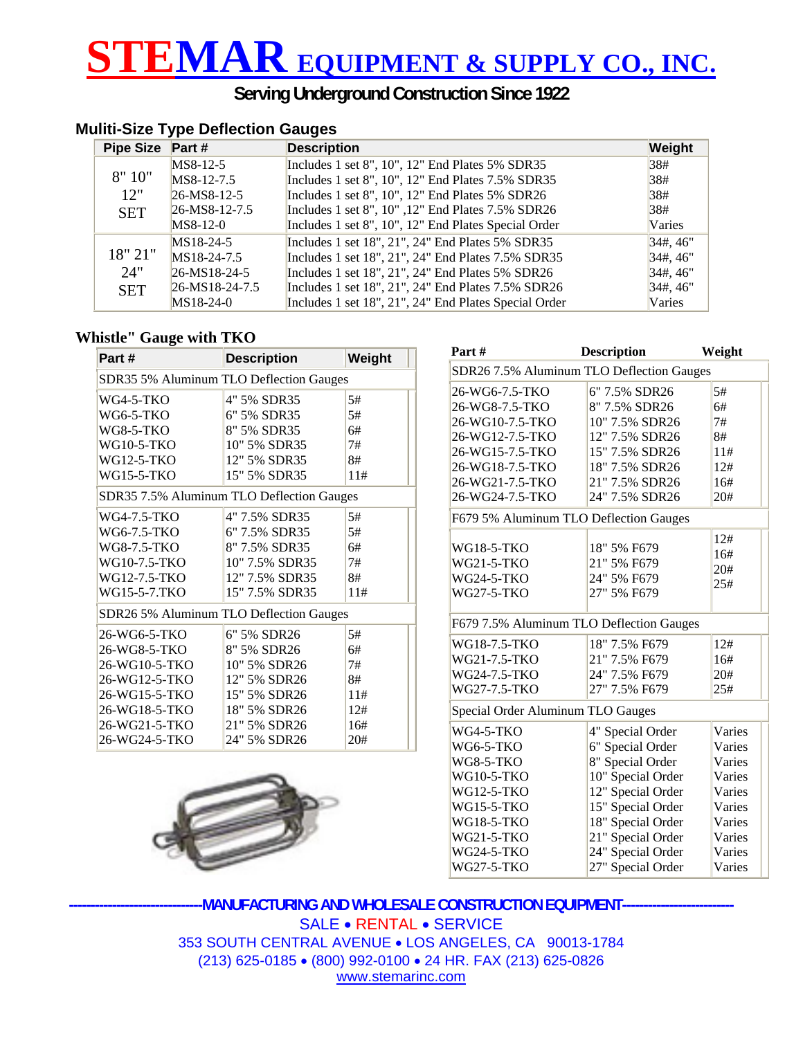# STEMAR EQUIPMENT & SUPPLY CO., INC.

**Serving Underground Construction Since 1922**

## Muliti-Size Type Deflection Gauges

| Pipe Size | Part # | Description | Weight |
|---|---|---|---|
| 8" 10" 12" SET | MS8-12-5 | Includes 1 set 8", 10", 12" End Plates 5% SDR35 | 38# |
| | MS8-12-7.5 | Includes 1 set 8", 10", 12" End Plates 7.5% SDR35 | 38# |
| | 26-MS8-12-5 | Includes 1 set 8", 10", 12" End Plates 5% SDR26 | 38# |
| | 26-MS8-12-7.5 | Includes 1 set 8", 10" ,12" End Plates 7.5% SDR26 | 38# |
| | MS8-12-0 | Includes 1 set 8", 10", 12" End Plates Special Order | Varies |
| 18" 21" 24" SET | MS18-24-5 | Includes 1 set 18", 21", 24" End Plates 5% SDR35 | 34#, 46" |
| | MS18-24-7.5 | Includes 1 set 18", 21", 24" End Plates 7.5% SDR35 | 34#, 46" |
| | 26-MS18-24-5 | Includes 1 set 18", 21", 24" End Plates 5% SDR26 | 34#, 46" |
| | 26-MS18-24-7.5 | Includes 1 set 18", 21", 24" End Plates 7.5% SDR26 | 34#, 46" |
| | MS18-24-0 | Includes 1 set 18", 21", 24" End Plates Special Order | Varies |

## Whistle" Gauge with TKO

| Part # | Description | Weight |
|---|---|---|
| **SDR35 5% Aluminum TLO Deflection Gauges** | | |
| WG4-5-TKO | 4" 5% SDR35 | 5# |
| WG6-5-TKO | 6" 5% SDR35 | 5# |
| WG8-5-TKO | 8" 5% SDR35 | 6# |
| WG10-5-TKO | 10" 5% SDR35 | 7# |
| WG12-5-TKO | 12" 5% SDR35 | 8# |
| WG15-5-TKO | 15" 5% SDR35 | 11# |
| **SDR35 7.5% Aluminum TLO Deflection Gauges** | | |
| WG4-7.5-TKO | 4" 7.5% SDR35 | 5# |
| WG6-7.5-TKO | 6" 7.5% SDR35 | 5# |
| WG8-7.5-TKO | 8" 7.5% SDR35 | 6# |
| WG10-7.5-TKO | 10" 7.5% SDR35 | 7# |
| WG12-7.5-TKO | 12" 7.5% SDR35 | 8# |
| WG15-5-7.TKO | 15" 7.5% SDR35 | 11# |
| **SDR26 5% Aluminum TLO Deflection Gauges** | | |
| 26-WG6-5-TKO | 6" 5% SDR26 | 5# |
| 26-WG8-5-TKO | 8" 5% SDR26 | 6# |
| 26-WG10-5-TKO | 10" 5% SDR26 | 7# |
| 26-WG12-5-TKO | 12" 5% SDR26 | 8# |
| 26-WG15-5-TKO | 15" 5% SDR26 | 11# |
| 26-WG18-5-TKO | 18" 5% SDR26 | 12# |
| 26-WG21-5-TKO | 21" 5% SDR26 | 16# |
| 26-WG24-5-TKO | 24" 5% SDR26 | 20# |

| Part # | Description | Weight |
|---|---|---|
| **SDR26 7.5% Aluminum TLO Deflection Gauges** | | |
| 26-WG6-7.5-TKO | 6" 7.5% SDR26 | 5# |
| 26-WG8-7.5-TKO | 8" 7.5% SDR26 | 6# |
| 26-WG10-7.5-TKO | 10" 7.5% SDR26 | 7# |
| 26-WG12-7.5-TKO | 12" 7.5% SDR26 | 8# |
| 26-WG15-7.5-TKO | 15" 7.5% SDR26 | 11# |
| 26-WG18-7.5-TKO | 18" 7.5% SDR26 | 12# |
| 26-WG21-7.5-TKO | 21" 7.5% SDR26 | 16# |
| 26-WG24-7.5-TKO | 24" 7.5% SDR26 | 20# |
| **F679 5% Aluminum TLO Deflection Gauges** | | |
| WG18-5-TKO | 18" 5% F679 | 12# |
| WG21-5-TKO | 21" 5% F679 | 16# |
| WG24-5-TKO | 24" 5% F679 | 20# |
| WG27-5-TKO | 27" 5% F679 | 25# |
| **F679 7.5% Aluminum TLO Deflection Gauges** | | |
| WG18-7.5-TKO | 18" 7.5% F679 | 12# |
| WG21-7.5-TKO | 21" 7.5% F679 | 16# |
| WG24-7.5-TKO | 24" 7.5% F679 | 20# |
| WG27-7.5-TKO | 27" 7.5% F679 | 25# |
| **Special Order Aluminum TLO Gauges** | | |
| WG4-5-TKO | 4" Special Order | Varies |
| WG6-5-TKO | 6" Special Order | Varies |
| WG8-5-TKO | 8" Special Order | Varies |
| WG10-5-TKO | 10" Special Order | Varies |
| WG12-5-TKO | 12" Special Order | Varies |
| WG15-5-TKO | 15" Special Order | Varies |
| WG18-5-TKO | 18" Special Order | Varies |
| WG21-5-TKO | 21" Special Order | Varies |
| WG24-5-TKO | 24" Special Order | Varies |
| WG27-5-TKO | 27" Special Order | Varies |

------------------------------MANUFACTURING AND WHOLESALE CONSTRUCTION EQUIPMENT-------------------------

SALE • RENTAL • SERVICE

353 SOUTH CENTRAL AVENUE • LOS ANGELES, CA 90013-1784

(213) 625-0185 • (800) 992-0100 • 24 HR. FAX (213) 625-0826

www.stemarinc.com